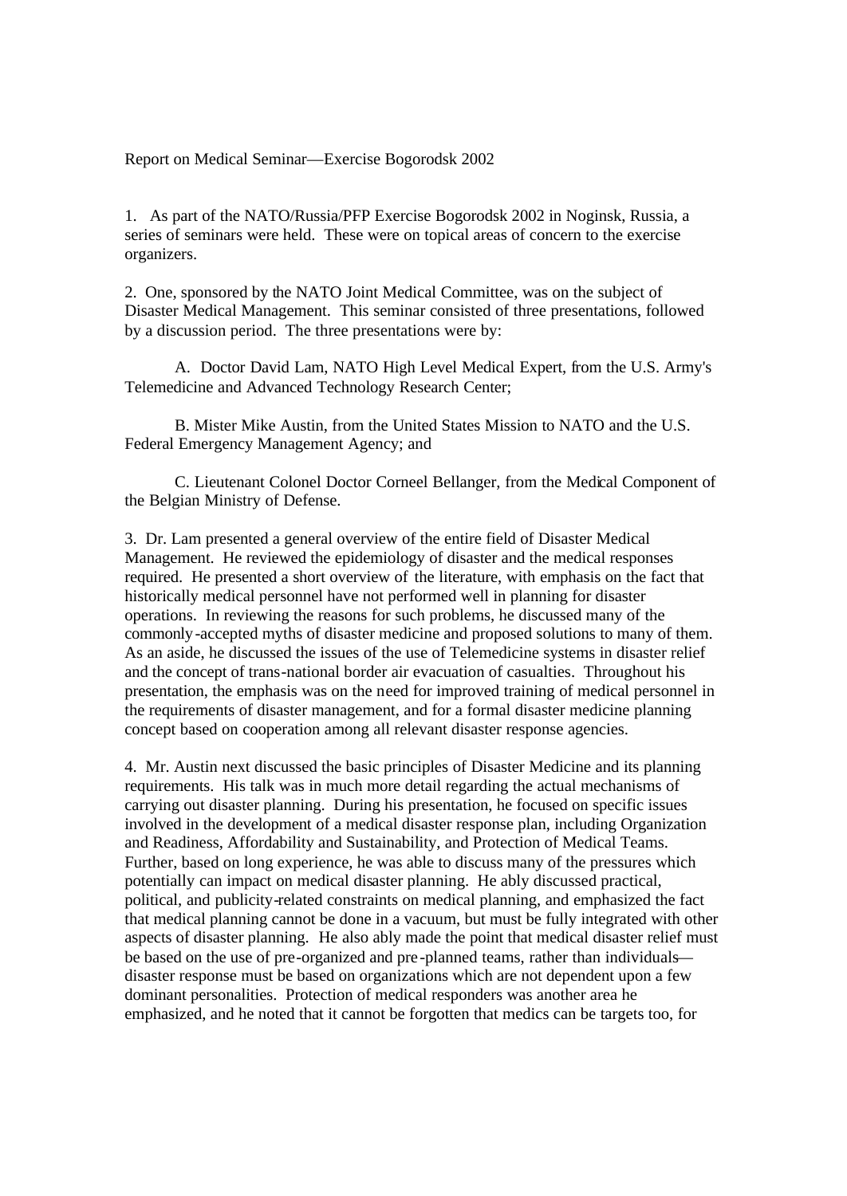Report on Medical Seminar—Exercise Bogorodsk 2002

1. As part of the NATO/Russia/PFP Exercise Bogorodsk 2002 in Noginsk, Russia, a series of seminars were held. These were on topical areas of concern to the exercise organizers.

2. One, sponsored by the NATO Joint Medical Committee, was on the subject of Disaster Medical Management. This seminar consisted of three presentations, followed by a discussion period. The three presentations were by:

A. Doctor David Lam, NATO High Level Medical Expert, from the U.S. Army's Telemedicine and Advanced Technology Research Center;

B. Mister Mike Austin, from the United States Mission to NATO and the U.S. Federal Emergency Management Agency; and

C. Lieutenant Colonel Doctor Corneel Bellanger, from the Medical Component of the Belgian Ministry of Defense.

3. Dr. Lam presented a general overview of the entire field of Disaster Medical Management. He reviewed the epidemiology of disaster and the medical responses required. He presented a short overview of the literature, with emphasis on the fact that historically medical personnel have not performed well in planning for disaster operations. In reviewing the reasons for such problems, he discussed many of the commonly-accepted myths of disaster medicine and proposed solutions to many of them. As an aside, he discussed the issues of the use of Telemedicine systems in disaster relief and the concept of trans-national border air evacuation of casualties. Throughout his presentation, the emphasis was on the need for improved training of medical personnel in the requirements of disaster management, and for a formal disaster medicine planning concept based on cooperation among all relevant disaster response agencies.

4. Mr. Austin next discussed the basic principles of Disaster Medicine and its planning requirements. His talk was in much more detail regarding the actual mechanisms of carrying out disaster planning. During his presentation, he focused on specific issues involved in the development of a medical disaster response plan, including Organization and Readiness, Affordability and Sustainability, and Protection of Medical Teams. Further, based on long experience, he was able to discuss many of the pressures which potentially can impact on medical disaster planning. He ably discussed practical, political, and publicity-related constraints on medical planning, and emphasized the fact that medical planning cannot be done in a vacuum, but must be fully integrated with other aspects of disaster planning. He also ably made the point that medical disaster relief must be based on the use of pre-organized and pre-planned teams, rather than individuals—disaster response must be based on organizations which are not dependent upon a few dominant personalities. Protection of medical responders was another area he emphasized, and he noted that it cannot be forgotten that medics can be targets too, for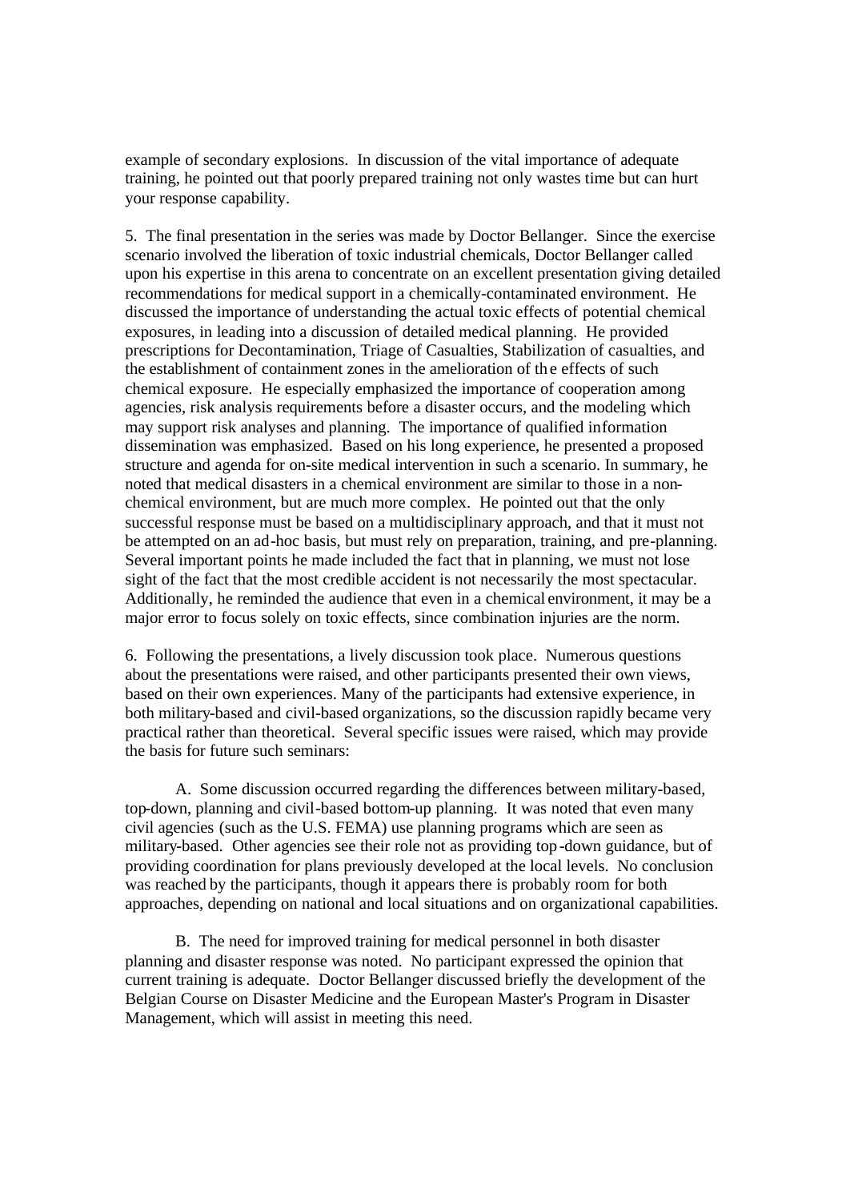example of secondary explosions. In discussion of the vital importance of adequate training, he pointed out that poorly prepared training not only wastes time but can hurt your response capability.

5. The final presentation in the series was made by Doctor Bellanger. Since the exercise scenario involved the liberation of toxic industrial chemicals, Doctor Bellanger called upon his expertise in this arena to concentrate on an excellent presentation giving detailed recommendations for medical support in a chemically-contaminated environment. He discussed the importance of understanding the actual toxic effects of potential chemical exposures, in leading into a discussion of detailed medical planning. He provided prescriptions for Decontamination, Triage of Casualties, Stabilization of casualties, and the establishment of containment zones in the amelioration of the effects of such chemical exposure. He especially emphasized the importance of cooperation among agencies, risk analysis requirements before a disaster occurs, and the modeling which may support risk analyses and planning. The importance of qualified information dissemination was emphasized. Based on his long experience, he presented a proposed structure and agenda for on-site medical intervention in such a scenario. In summary, he noted that medical disasters in a chemical environment are similar to those in a non-chemical environment, but are much more complex. He pointed out that the only successful response must be based on a multidisciplinary approach, and that it must not be attempted on an ad-hoc basis, but must rely on preparation, training, and pre-planning. Several important points he made included the fact that in planning, we must not lose sight of the fact that the most credible accident is not necessarily the most spectacular. Additionally, he reminded the audience that even in a chemical environment, it may be a major error to focus solely on toxic effects, since combination injuries are the norm.

6. Following the presentations, a lively discussion took place. Numerous questions about the presentations were raised, and other participants presented their own views, based on their own experiences. Many of the participants had extensive experience, in both military-based and civil-based organizations, so the discussion rapidly became very practical rather than theoretical. Several specific issues were raised, which may provide the basis for future such seminars:

A. Some discussion occurred regarding the differences between military-based, top-down, planning and civil-based bottom-up planning. It was noted that even many civil agencies (such as the U.S. FEMA) use planning programs which are seen as military-based. Other agencies see their role not as providing top-down guidance, but of providing coordination for plans previously developed at the local levels. No conclusion was reached by the participants, though it appears there is probably room for both approaches, depending on national and local situations and on organizational capabilities.

B. The need for improved training for medical personnel in both disaster planning and disaster response was noted. No participant expressed the opinion that current training is adequate. Doctor Bellanger discussed briefly the development of the Belgian Course on Disaster Medicine and the European Master's Program in Disaster Management, which will assist in meeting this need.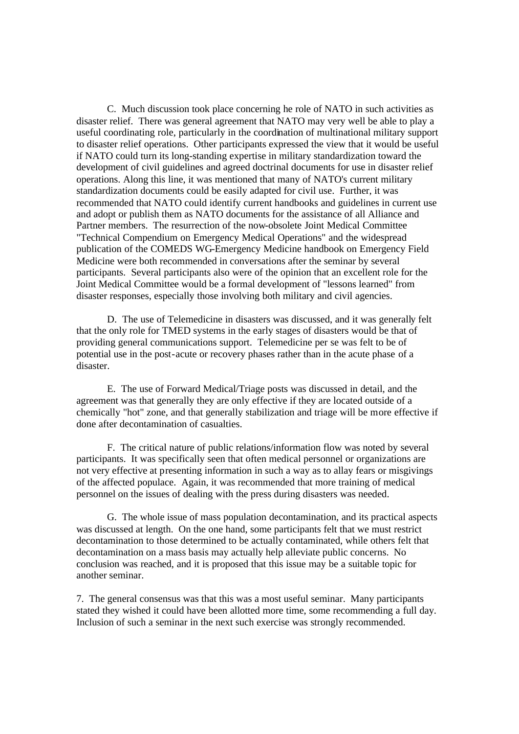C. Much discussion took place concerning he role of NATO in such activities as disaster relief. There was general agreement that NATO may very well be able to play a useful coordinating role, particularly in the coordination of multinational military support to disaster relief operations. Other participants expressed the view that it would be useful if NATO could turn its long-standing expertise in military standardization toward the development of civil guidelines and agreed doctrinal documents for use in disaster relief operations. Along this line, it was mentioned that many of NATO's current military standardization documents could be easily adapted for civil use. Further, it was recommended that NATO could identify current handbooks and guidelines in current use and adopt or publish them as NATO documents for the assistance of all Alliance and Partner members. The resurrection of the now-obsolete Joint Medical Committee "Technical Compendium on Emergency Medical Operations" and the widespread publication of the COMEDS WG-Emergency Medicine handbook on Emergency Field Medicine were both recommended in conversations after the seminar by several participants. Several participants also were of the opinion that an excellent role for the Joint Medical Committee would be a formal development of "lessons learned" from disaster responses, especially those involving both military and civil agencies.

D. The use of Telemedicine in disasters was discussed, and it was generally felt that the only role for TMED systems in the early stages of disasters would be that of providing general communications support. Telemedicine per se was felt to be of potential use in the post-acute or recovery phases rather than in the acute phase of a disaster.

E. The use of Forward Medical/Triage posts was discussed in detail, and the agreement was that generally they are only effective if they are located outside of a chemically "hot" zone, and that generally stabilization and triage will be more effective if done after decontamination of casualties.

F. The critical nature of public relations/information flow was noted by several participants. It was specifically seen that often medical personnel or organizations are not very effective at presenting information in such a way as to allay fears or misgivings of the affected populace. Again, it was recommended that more training of medical personnel on the issues of dealing with the press during disasters was needed.

G. The whole issue of mass population decontamination, and its practical aspects was discussed at length. On the one hand, some participants felt that we must restrict decontamination to those determined to be actually contaminated, while others felt that decontamination on a mass basis may actually help alleviate public concerns. No conclusion was reached, and it is proposed that this issue may be a suitable topic for another seminar.

7. The general consensus was that this was a most useful seminar. Many participants stated they wished it could have been allotted more time, some recommending a full day. Inclusion of such a seminar in the next such exercise was strongly recommended.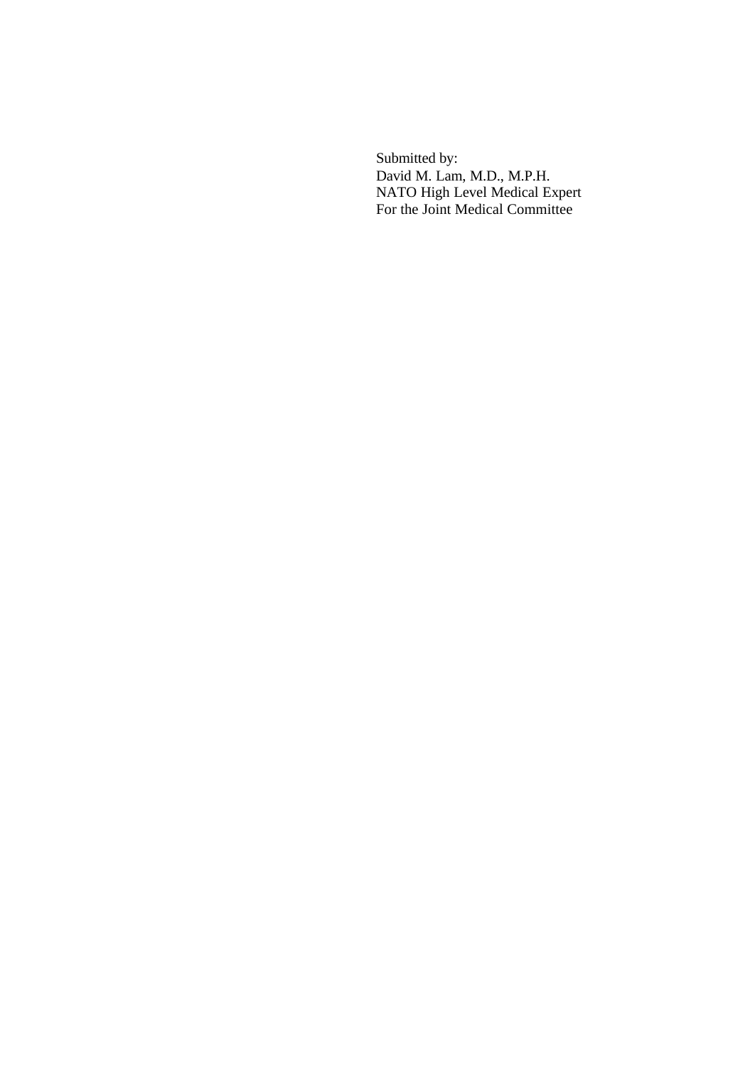Submitted by:
David M. Lam, M.D., M.P.H.
NATO High Level Medical Expert
For the Joint Medical Committee